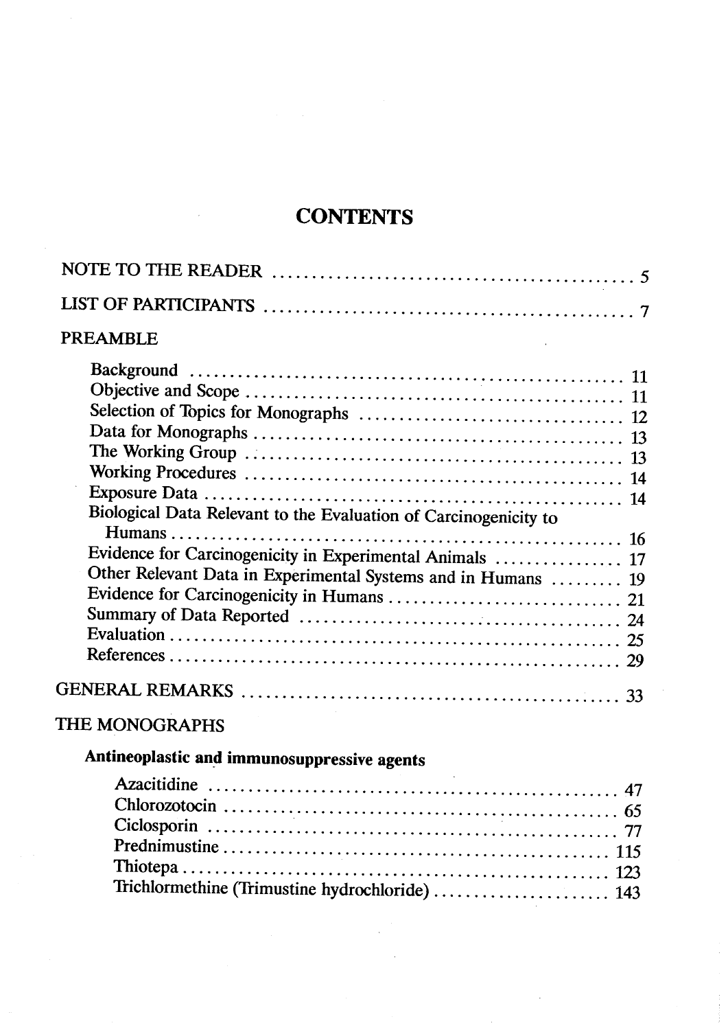# CONTENTS

NOTE TO THE READER .......................................... 5

LIST OF PARTICIPANTS .......................................... 7

PREAMBLE

- Background .......................................... 11
- Objective and Scope .......................................... 11
- Selection of Topics for Monographs .......................................... 12
- Data for Monographs .......................................... 13
- The Working Group .......................................... 13
- Working Procedures .......................................... 14
- Exposure Data .......................................... 14
- Biological Data Relevant to the Evaluation of Carcinogenicity to Humans .......................................... 16
- Evidence for Carcinogenicity in Experimental Animals .......................................... 17
- Other Relevant Data in Experimental Systems and in Humans .......................................... 19
- Evidence for Carcinogenicity in Humans .......................................... 21
- Summary of Data Reported .......................................... 24
- Evaluation .......................................... 25
- References .......................................... 29

GENERAL REMARKS .......................................... 33

THE MONOGRAPHS

**Antineoplastic and immunosuppressive agents**

- Azacitidine .......................................... 47
- Chlorozotocin .......................................... 65
- Ciclosporin .......................................... 77
- Prednimustine .......................................... 115
- Thiotepa .......................................... 123
- Trichlormethine (Trimustine hydrochloride) .......................................... 143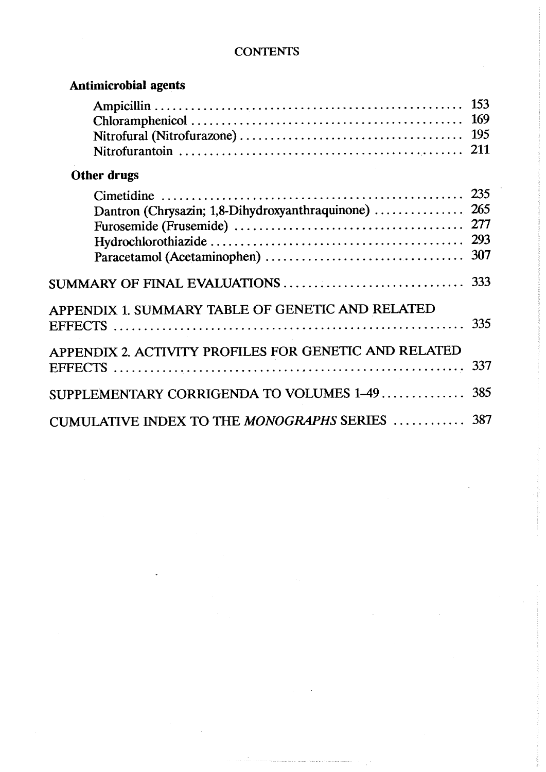# CONTENTS

### Antimicrobial agents

Ampicillin .................................................. 153
Chloramphenicol .......................................... 169
Nitrofural (Nitrofurazone) ................................ 195
Nitrofurantoin ............................................. 211

### Other drugs

Cimetidine .................................................. 235
Dantron (Chrysazin; 1,8-Dihydroxyanthraquinone) ............... 265
Furosemide (Frusemide) .................................... 277
Hydrochlorothiazide ........................................ 293
Paracetamol (Acetaminophen) ................................ 307

SUMMARY OF FINAL EVALUATIONS .............................. 333

APPENDIX 1. SUMMARY TABLE OF GENETIC AND RELATED EFFECTS ........................................................ 335

APPENDIX 2. ACTIVITY PROFILES FOR GENETIC AND RELATED EFFECTS ........................................................ 337

SUPPLEMENTARY CORRIGENDA TO VOLUMES 1–49 .............. 385

CUMULATIVE INDEX TO THE *MONOGRAPHS* SERIES ............ 387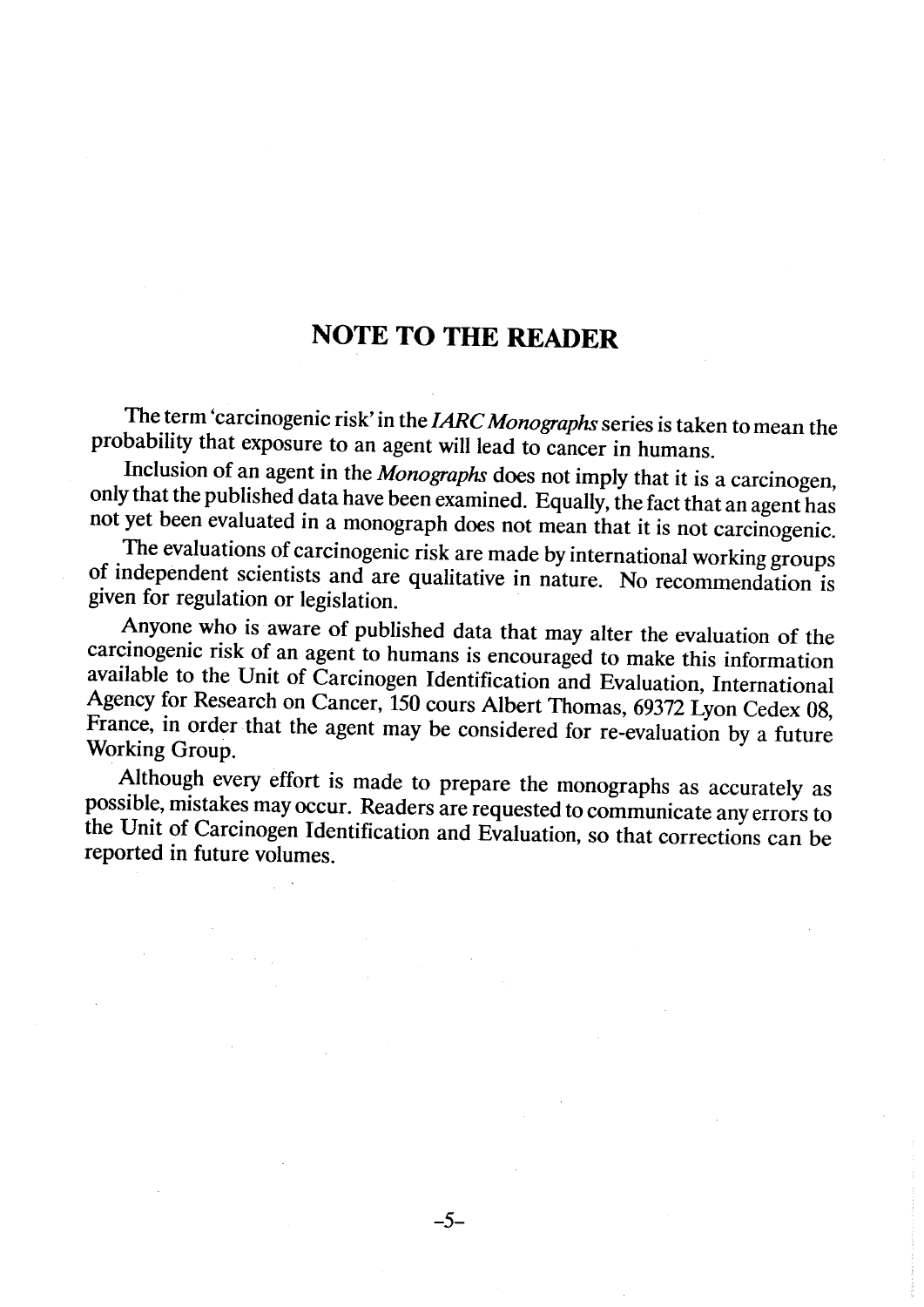# NOTE TO THE READER

The term 'carcinogenic risk' in the *IARC Monographs* series is taken to mean the probability that exposure to an agent will lead to cancer in humans.

Inclusion of an agent in the *Monographs* does not imply that it is a carcinogen, only that the published data have been examined. Equally, the fact that an agent has not yet been evaluated in a monograph does not mean that it is not carcinogenic.

The evaluations of carcinogenic risk are made by international working groups of independent scientists and are qualitative in nature. No recommendation is given for regulation or legislation.

Anyone who is aware of published data that may alter the evaluation of the carcinogenic risk of an agent to humans is encouraged to make this information available to the Unit of Carcinogen Identification and Evaluation, International Agency for Research on Cancer, 150 cours Albert Thomas, 69372 Lyon Cedex 08, France, in order that the agent may be considered for re-evaluation by a future Working Group.

Although every effort is made to prepare the monographs as accurately as possible, mistakes may occur. Readers are requested to communicate any errors to the Unit of Carcinogen Identification and Evaluation, so that corrections can be reported in future volumes.